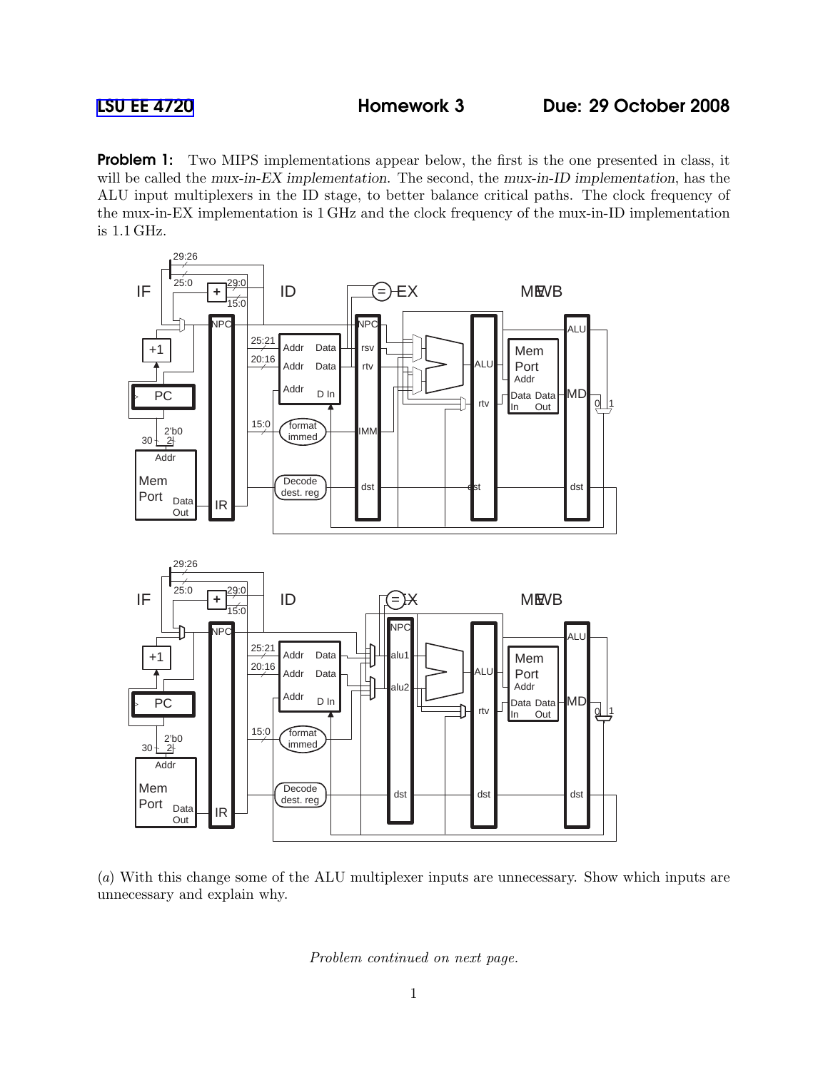LSU EE 4720 **Homework 3** **Due: 29 October 2008**

**Problem 1:** Two MIPS implementations appear below, the first is the one presented in class, it will be called the *mux-in-EX implementation*. The second, the *mux-in-ID implementation*, has the ALU input multiplexers in the ID stage, to better balance critical paths. The clock frequency of the mux-in-EX implementation is 1 GHz and the clock frequency of the mux-in-ID implementation is 1.1 GHz.

(*a*) With this change some of the ALU multiplexer inputs are unnecessary. Show which inputs are unnecessary and explain why.

*Problem continued on next page.*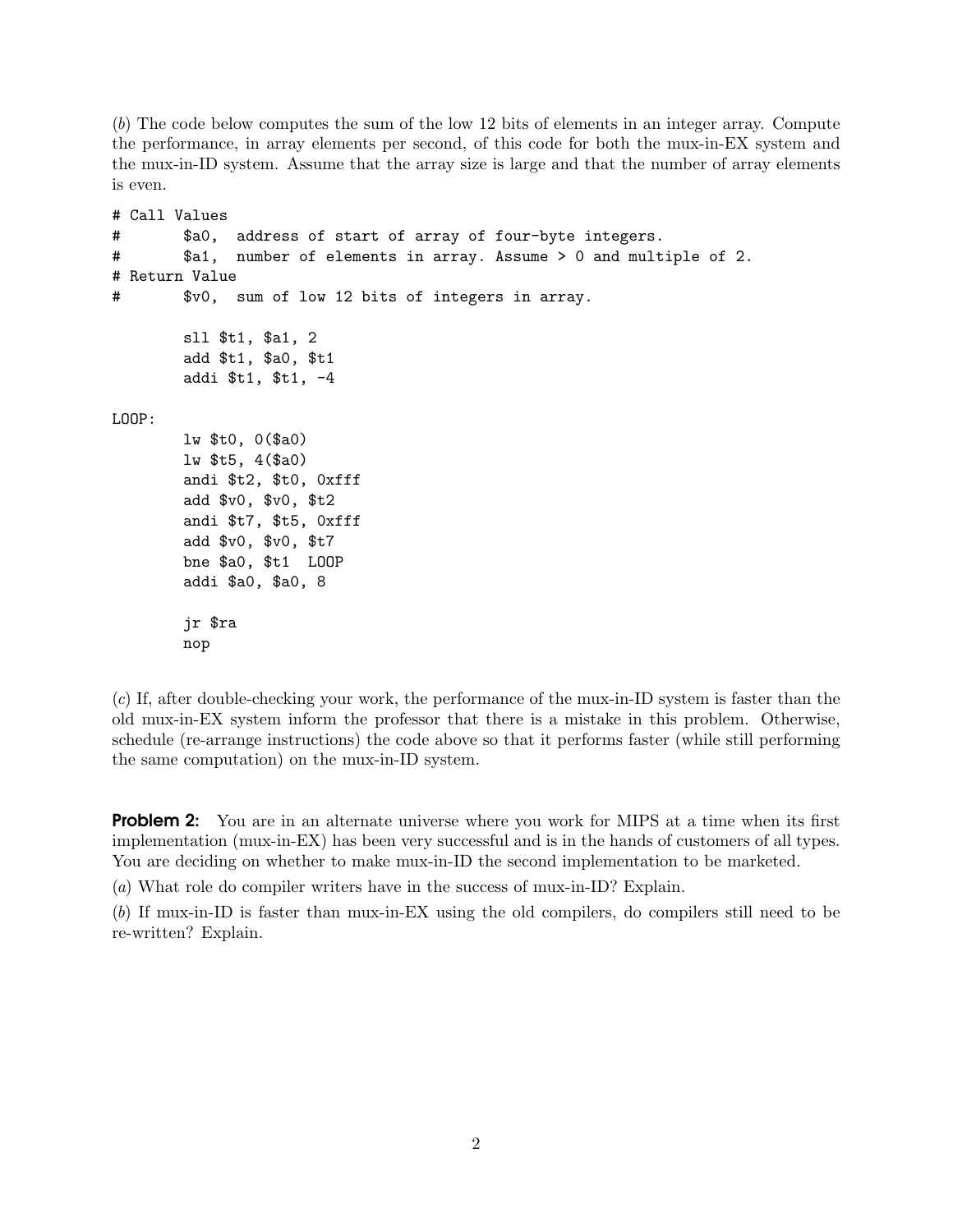(*b*) The code below computes the sum of the low 12 bits of elements in an integer array. Compute the performance, in array elements per second, of this code for both the mux-in-EX system and the mux-in-ID system. Assume that the array size is large and that the number of array elements is even.

```
# Call Values
#       $a0,  address of start of array of four-byte integers.
#       $a1,  number of elements in array. Assume > 0 and multiple of 2.
# Return Value
#       $v0,  sum of low 12 bits of integers in array.

        sll $t1, $a1, 2
        add $t1, $a0, $t1
        addi $t1, $t1, -4

LOOP:
        lw $t0, 0($a0)
        lw $t5, 4($a0)
        andi $t2, $t0, 0xfff
        add $v0, $v0, $t2
        andi $t7, $t5, 0xfff
        add $v0, $v0, $t7
        bne $a0, $t1  LOOP
        addi $a0, $a0, 8

        jr $ra
        nop
```

(*c*) If, after double-checking your work, the performance of the mux-in-ID system is faster than the old mux-in-EX system inform the professor that there is a mistake in this problem. Otherwise, schedule (re-arrange instructions) the code above so that it performs faster (while still performing the same computation) on the mux-in-ID system.

**Problem 2:** You are in an alternate universe where you work for MIPS at a time when its first implementation (mux-in-EX) has been very successful and is in the hands of customers of all types. You are deciding on whether to make mux-in-ID the second implementation to be marketed.

(*a*) What role do compiler writers have in the success of mux-in-ID? Explain.

(*b*) If mux-in-ID is faster than mux-in-EX using the old compilers, do compilers still need to be re-written? Explain.